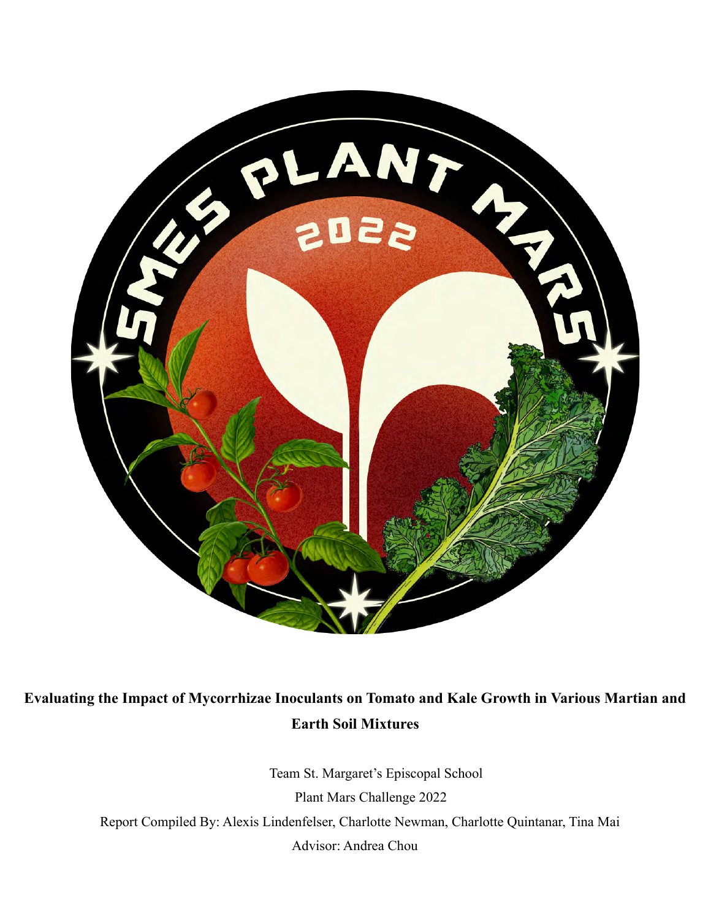**Evaluating the Impact of Mycorrhizae Inoculants on Tomato and Kale Growth in Various Martian and Earth Soil Mixtures**

Team St. Margaret's Episcopal School

Plant Mars Challenge 2022

Report Compiled By: Alexis Lindenfelser, Charlotte Newman, Charlotte Quintanar, Tina Mai

Advisor: Andrea Chou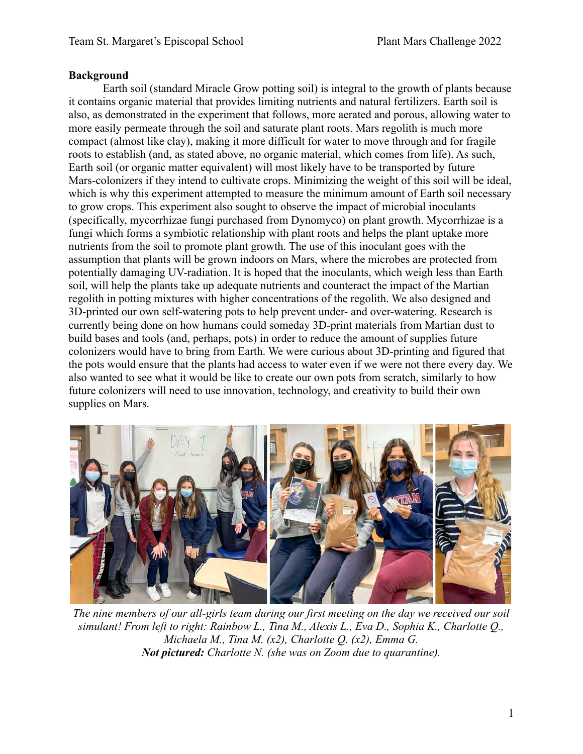## Background

Earth soil (standard Miracle Grow potting soil) is integral to the growth of plants because it contains organic material that provides limiting nutrients and natural fertilizers. Earth soil is also, as demonstrated in the experiment that follows, more aerated and porous, allowing water to more easily permeate through the soil and saturate plant roots. Mars regolith is much more compact (almost like clay), making it more difficult for water to move through and for fragile roots to establish (and, as stated above, no organic material, which comes from life). As such, Earth soil (or organic matter equivalent) will most likely have to be transported by future Mars-colonizers if they intend to cultivate crops. Minimizing the weight of this soil will be ideal, which is why this experiment attempted to measure the minimum amount of Earth soil necessary to grow crops. This experiment also sought to observe the impact of microbial inoculants (specifically, mycorrhizae fungi purchased from Dynomyco) on plant growth. Mycorrhizae is a fungi which forms a symbiotic relationship with plant roots and helps the plant uptake more nutrients from the soil to promote plant growth. The use of this inoculant goes with the assumption that plants will be grown indoors on Mars, where the microbes are protected from potentially damaging UV-radiation. It is hoped that the inoculants, which weigh less than Earth soil, will help the plants take up adequate nutrients and counteract the impact of the Martian regolith in potting mixtures with higher concentrations of the regolith. We also designed and 3D-printed our own self-watering pots to help prevent under- and over-watering. Research is currently being done on how humans could someday 3D-print materials from Martian dust to build bases and tools (and, perhaps, pots) in order to reduce the amount of supplies future colonizers would have to bring from Earth. We were curious about 3D-printing and figured that the pots would ensure that the plants had access to water even if we were not there every day. We also wanted to see what it would be like to create our own pots from scratch, similarly to how future colonizers will need to use innovation, technology, and creativity to build their own supplies on Mars.

*The nine members of our all-girls team during our first meeting on the day we received our soil simulant! From left to right: Rainbow L., Tina M., Alexis L., Eva D., Sophia K., Charlotte Q., Michaela M., Tina M. (x2), Charlotte Q. (x2), Emma G.*
***Not pictured:*** *Charlotte N. (she was on Zoom due to quarantine).*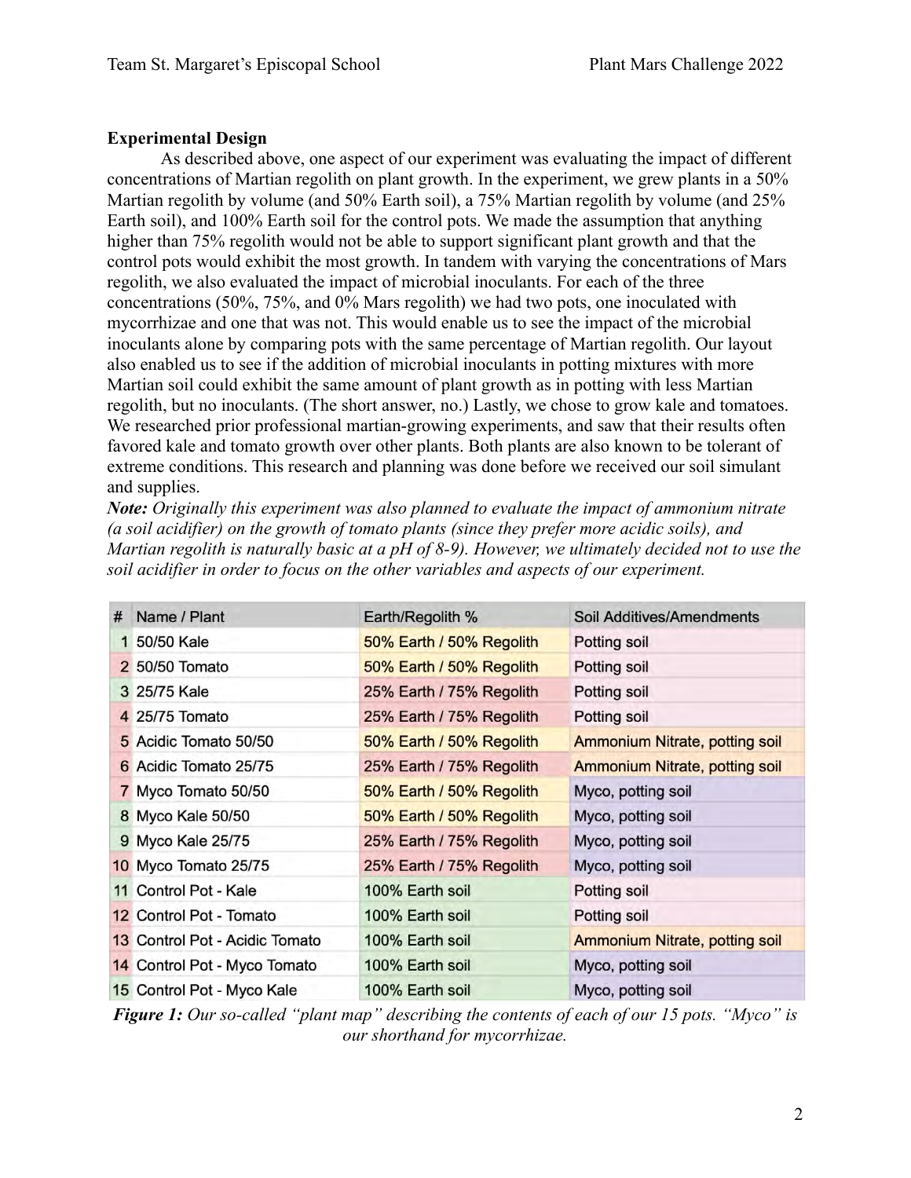**Experimental Design**

As described above, one aspect of our experiment was evaluating the impact of different concentrations of Martian regolith on plant growth. In the experiment, we grew plants in a 50% Martian regolith by volume (and 50% Earth soil), a 75% Martian regolith by volume (and 25% Earth soil), and 100% Earth soil for the control pots. We made the assumption that anything higher than 75% regolith would not be able to support significant plant growth and that the control pots would exhibit the most growth. In tandem with varying the concentrations of Mars regolith, we also evaluated the impact of microbial inoculants. For each of the three concentrations (50%, 75%, and 0% Mars regolith) we had two pots, one inoculated with mycorrhizae and one that was not. This would enable us to see the impact of the microbial inoculants alone by comparing pots with the same percentage of Martian regolith. Our layout also enabled us to see if the addition of microbial inoculants in potting mixtures with more Martian soil could exhibit the same amount of plant growth as in potting with less Martian regolith, but no inoculants. (The short answer, no.) Lastly, we chose to grow kale and tomatoes. We researched prior professional martian-growing experiments, and saw that their results often favored kale and tomato growth over other plants. Both plants are also known to be tolerant of extreme conditions. This research and planning was done before we received our soil simulant and supplies.

***Note:*** *Originally this experiment was also planned to evaluate the impact of ammonium nitrate (a soil acidifier) on the growth of tomato plants (since they prefer more acidic soils), and Martian regolith is naturally basic at a pH of 8-9). However, we ultimately decided not to use the soil acidifier in order to focus on the other variables and aspects of our experiment.*

| # | Name / Plant | Earth/Regolith % | Soil Additives/Amendments |
|---|---|---|---|
| 1 | 50/50 Kale | 50% Earth / 50% Regolith | Potting soil |
| 2 | 50/50 Tomato | 50% Earth / 50% Regolith | Potting soil |
| 3 | 25/75 Kale | 25% Earth / 75% Regolith | Potting soil |
| 4 | 25/75 Tomato | 25% Earth / 75% Regolith | Potting soil |
| 5 | Acidic Tomato 50/50 | 50% Earth / 50% Regolith | Ammonium Nitrate, potting soil |
| 6 | Acidic Tomato 25/75 | 25% Earth / 75% Regolith | Ammonium Nitrate, potting soil |
| 7 | Myco Tomato 50/50 | 50% Earth / 50% Regolith | Myco, potting soil |
| 8 | Myco Kale 50/50 | 50% Earth / 50% Regolith | Myco, potting soil |
| 9 | Myco Kale 25/75 | 25% Earth / 75% Regolith | Myco, potting soil |
| 10 | Myco Tomato 25/75 | 25% Earth / 75% Regolith | Myco, potting soil |
| 11 | Control Pot - Kale | 100% Earth soil | Potting soil |
| 12 | Control Pot - Tomato | 100% Earth soil | Potting soil |
| 13 | Control Pot - Acidic Tomato | 100% Earth soil | Ammonium Nitrate, potting soil |
| 14 | Control Pot - Myco Tomato | 100% Earth soil | Myco, potting soil |
| 15 | Control Pot - Myco Kale | 100% Earth soil | Myco, potting soil |

***Figure 1:*** *Our so-called "plant map" describing the contents of each of our 15 pots. "Myco" is our shorthand for mycorrhizae.*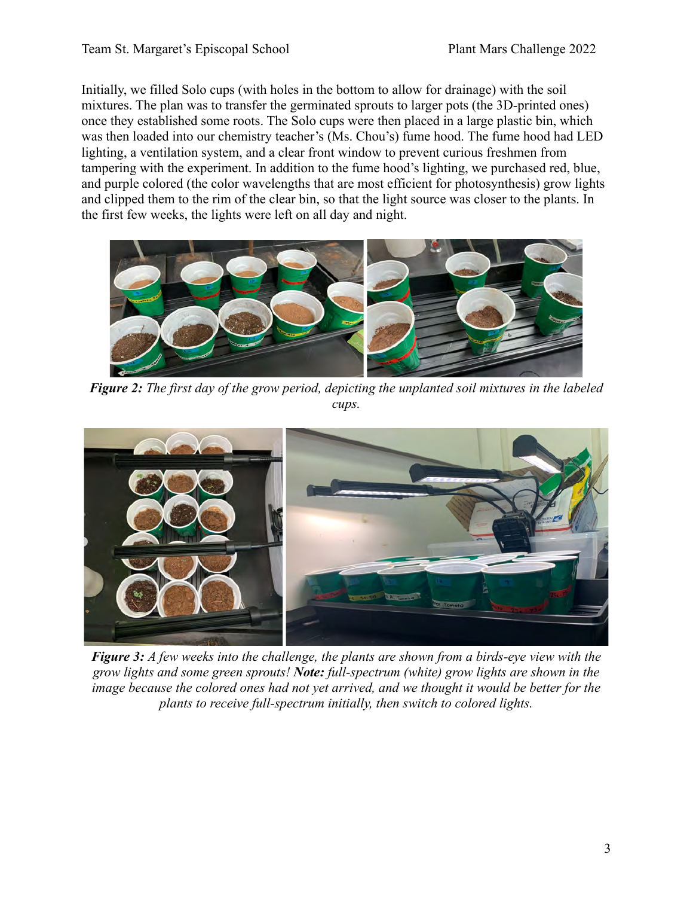Initially, we filled Solo cups (with holes in the bottom to allow for drainage) with the soil mixtures. The plan was to transfer the germinated sprouts to larger pots (the 3D-printed ones) once they established some roots. The Solo cups were then placed in a large plastic bin, which was then loaded into our chemistry teacher's (Ms. Chou's) fume hood. The fume hood had LED lighting, a ventilation system, and a clear front window to prevent curious freshmen from tampering with the experiment. In addition to the fume hood's lighting, we purchased red, blue, and purple colored (the color wavelengths that are most efficient for photosynthesis) grow lights and clipped them to the rim of the clear bin, so that the light source was closer to the plants. In the first few weeks, the lights were left on all day and night.

***Figure 2:*** *The first day of the grow period, depicting the unplanted soil mixtures in the labeled cups.*

***Figure 3:*** *A few weeks into the challenge, the plants are shown from a birds-eye view with the grow lights and some green sprouts!* ***Note:*** *full-spectrum (white) grow lights are shown in the image because the colored ones had not yet arrived, and we thought it would be better for the plants to receive full-spectrum initially, then switch to colored lights.*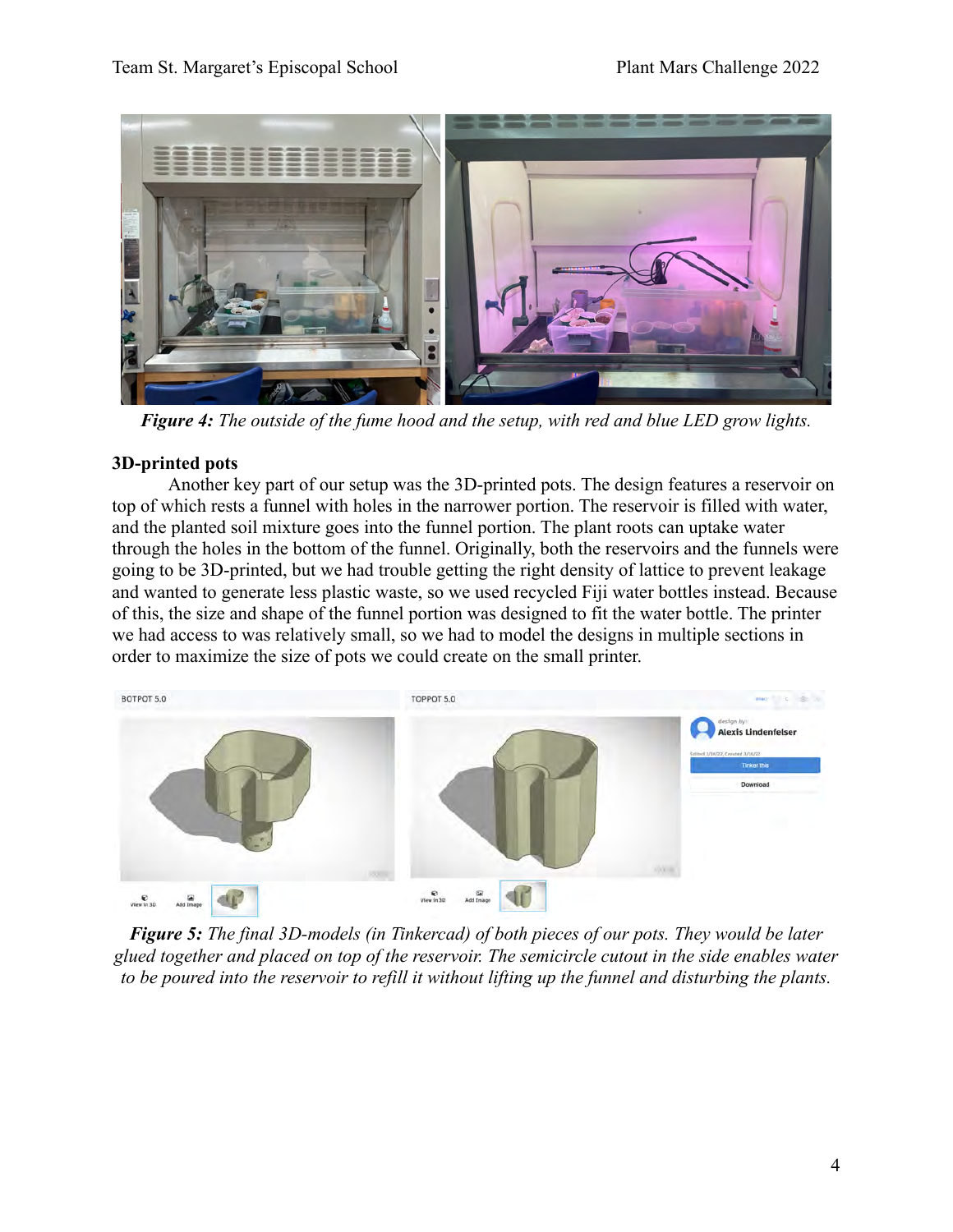*Figure 4: The outside of the fume hood and the setup, with red and blue LED grow lights.*

**3D-printed pots**

Another key part of our setup was the 3D-printed pots. The design features a reservoir on top of which rests a funnel with holes in the narrower portion. The reservoir is filled with water, and the planted soil mixture goes into the funnel portion. The plant roots can uptake water through the holes in the bottom of the funnel. Originally, both the reservoirs and the funnels were going to be 3D-printed, but we had trouble getting the right density of lattice to prevent leakage and wanted to generate less plastic waste, so we used recycled Fiji water bottles instead. Because of this, the size and shape of the funnel portion was designed to fit the water bottle. The printer we had access to was relatively small, so we had to model the designs in multiple sections in order to maximize the size of pots we could create on the small printer.

*Figure 5: The final 3D-models (in Tinkercad) of both pieces of our pots. They would be later glued together and placed on top of the reservoir. The semicircle cutout in the side enables water to be poured into the reservoir to refill it without lifting up the funnel and disturbing the plants.*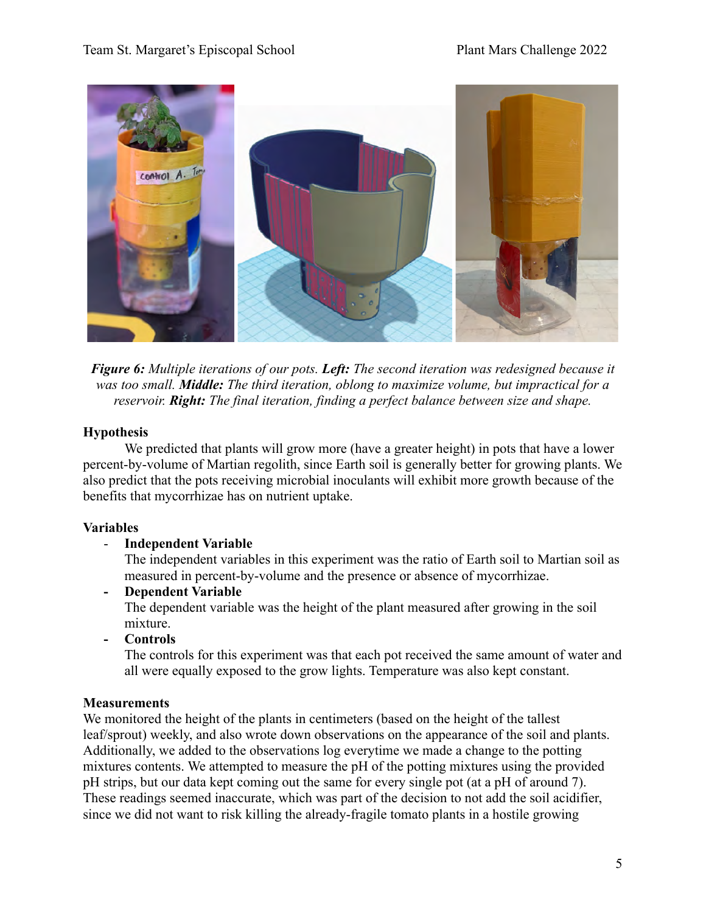*Figure 6:* *Multiple iterations of our pots.* ***Left:*** *The second iteration was redesigned because it was too small.* ***Middle:*** *The third iteration, oblong to maximize volume, but impractical for a reservoir.* ***Right:*** *The final iteration, finding a perfect balance between size and shape.*

**Hypothesis**

We predicted that plants will grow more (have a greater height) in pots that have a lower percent-by-volume of Martian regolith, since Earth soil is generally better for growing plants. We also predict that the pots receiving microbial inoculants will exhibit more growth because of the benefits that mycorrhizae has on nutrient uptake.

**Variables**

- **Independent Variable**
  The independent variables in this experiment was the ratio of Earth soil to Martian soil as measured in percent-by-volume and the presence or absence of mycorrhizae.
- **Dependent Variable**
  The dependent variable was the height of the plant measured after growing in the soil mixture.
- **Controls**
  The controls for this experiment was that each pot received the same amount of water and all were equally exposed to the grow lights. Temperature was also kept constant.

**Measurements**

We monitored the height of the plants in centimeters (based on the height of the tallest leaf/sprout) weekly, and also wrote down observations on the appearance of the soil and plants. Additionally, we added to the observations log everytime we made a change to the potting mixtures contents. We attempted to measure the pH of the potting mixtures using the provided pH strips, but our data kept coming out the same for every single pot (at a pH of around 7). These readings seemed inaccurate, which was part of the decision to not add the soil acidifier, since we did not want to risk killing the already-fragile tomato plants in a hostile growing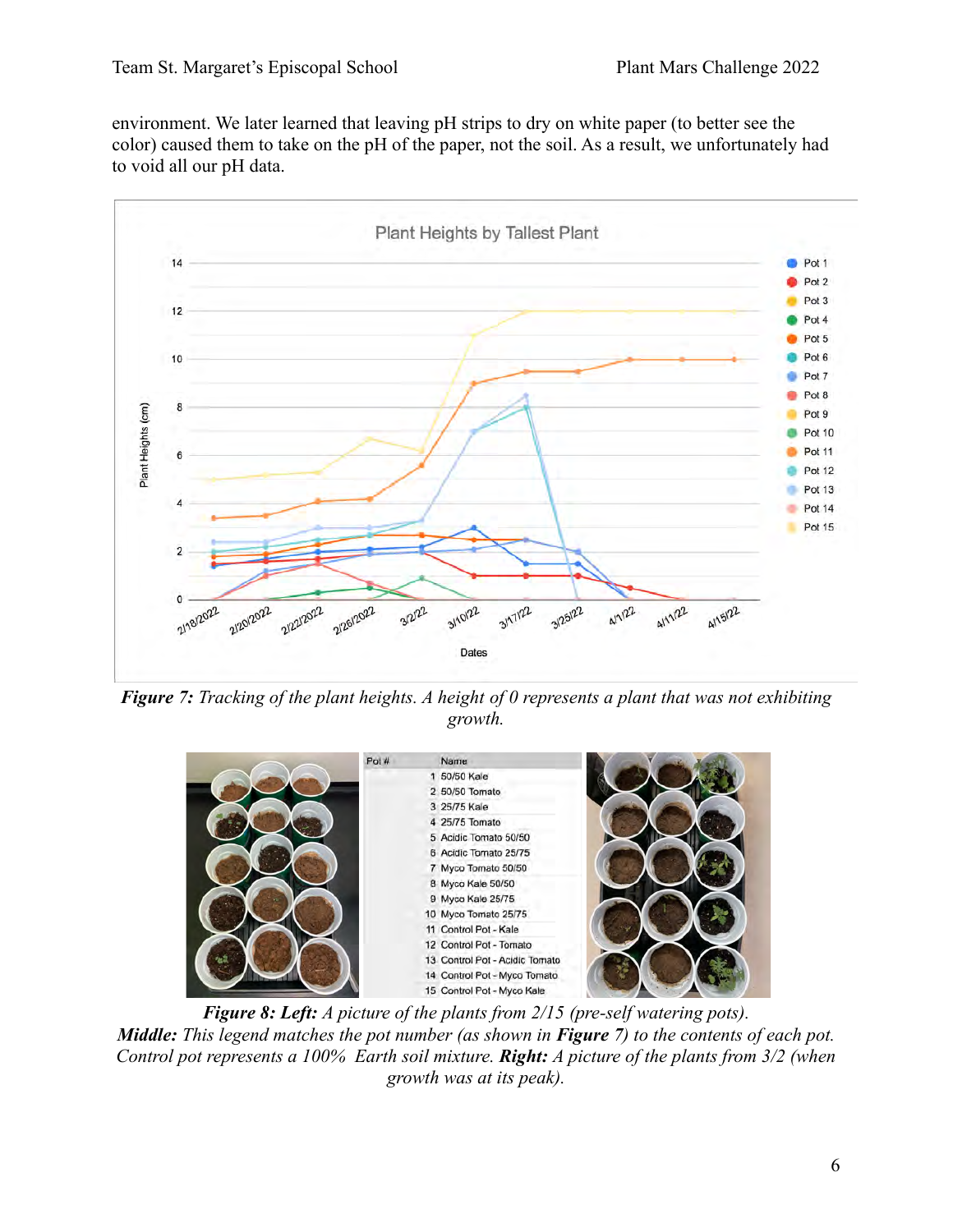environment. We later learned that leaving pH strips to dry on white paper (to better see the color) caused them to take on the pH of the paper, not the soil. As a result, we unfortunately had to void all our pH data.

***Figure 7:*** *Tracking of the plant heights. A height of 0 represents a plant that was not exhibiting growth.*

| Pot # | Name |
|---|---|
| 1 | 50/50 Kale |
| 2 | 50/50 Tomato |
| 3 | 25/75 Kale |
| 4 | 25/75 Tomato |
| 5 | Acidic Tomato 50/50 |
| 6 | Acidic Tomato 25/75 |
| 7 | Myco Tomato 50/50 |
| 8 | Myco Kale 50/50 |
| 9 | Myco Kale 25/75 |
| 10 | Myco Tomato 25/75 |
| 11 | Control Pot - Kale |
| 12 | Control Pot - Tomato |
| 13 | Control Pot - Acidic Tomato |
| 14 | Control Pot - Myco Tomato |
| 15 | Control Pot - Myco Kale |

***Figure 8: Left:*** *A picture of the plants from 2/15 (pre-self watering pots).*
***Middle:*** *This legend matches the pot number (as shown in* ***Figure*** *7) to the contents of each pot. Control pot represents a 100% Earth soil mixture.* ***Right:*** *A picture of the plants from 3/2 (when growth was at its peak).*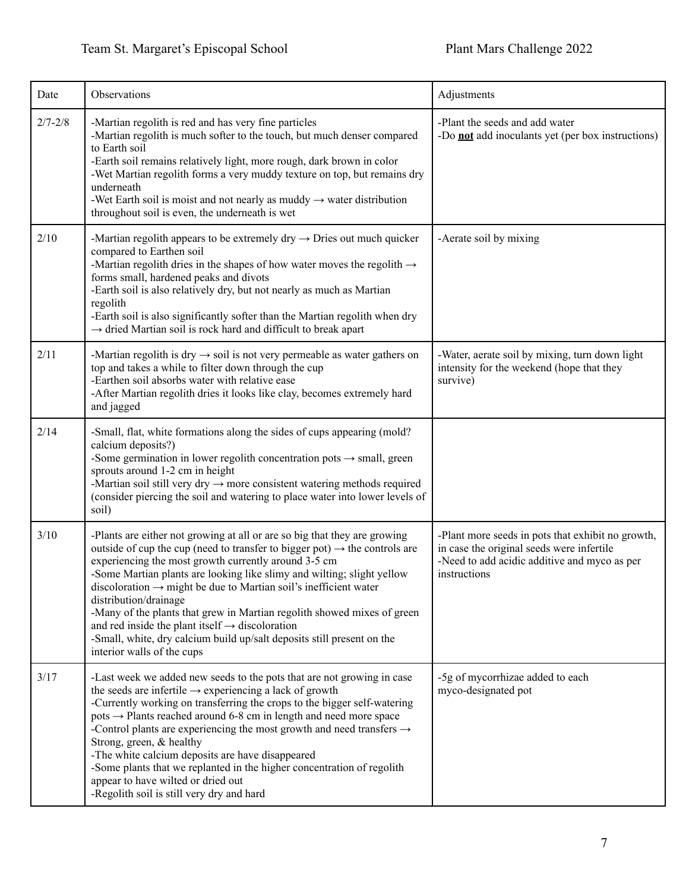| Date | Observations | Adjustments |
| --- | --- | --- |
| 2/7-2/8 | -Martian regolith is red and has very fine particles<br>-Martian regolith is much softer to the touch, but much denser compared to Earth soil<br>-Earth soil remains relatively light, more rough, dark brown in color<br>-Wet Martian regolith forms a very muddy texture on top, but remains dry underneath<br>-Wet Earth soil is moist and not nearly as muddy → water distribution throughout soil is even, the underneath is wet | -Plant the seeds and add water<br>-Do **not** add inoculants yet (per box instructions) |
| 2/10 | -Martian regolith appears to be extremely dry → Dries out much quicker compared to Earthen soil<br>-Martian regolith dries in the shapes of how water moves the regolith → forms small, hardened peaks and divots<br>-Earth soil is also relatively dry, but not nearly as much as Martian regolith<br>-Earth soil is also significantly softer than the Martian regolith when dry → dried Martian soil is rock hard and difficult to break apart | -Aerate soil by mixing |
| 2/11 | -Martian regolith is dry → soil is not very permeable as water gathers on top and takes a while to filter down through the cup<br>-Earthen soil absorbs water with relative ease<br>-After Martian regolith dries it looks like clay, becomes extremely hard and jagged | -Water, aerate soil by mixing, turn down light intensity for the weekend (hope that they survive) |
| 2/14 | -Small, flat, white formations along the sides of cups appearing (mold? calcium deposits?)<br>-Some germination in lower regolith concentration pots → small, green sprouts around 1-2 cm in height<br>-Martian soil still very dry → more consistent watering methods required (consider piercing the soil and watering to place water into lower levels of soil) | |
| 3/10 | -Plants are either not growing at all or are so big that they are growing outside of cup the cup (need to transfer to bigger pot) → the controls are experiencing the most growth currently around 3-5 cm<br>-Some Martian plants are looking like slimy and wilting; slight yellow discoloration → might be due to Martian soil's inefficient water distribution/drainage<br>-Many of the plants that grew in Martian regolith showed mixes of green and red inside the plant itself → discoloration<br>-Small, white, dry calcium build up/salt deposits still present on the interior walls of the cups | -Plant more seeds in pots that exhibit no growth, in case the original seeds were infertile<br>-Need to add acidic additive and myco as per instructions |
| 3/17 | -Last week we added new seeds to the pots that are not growing in case the seeds are infertile → experiencing a lack of growth<br>-Currently working on transferring the crops to the bigger self-watering pots → Plants reached around 6-8 cm in length and need more space<br>-Control plants are experiencing the most growth and need transfers → Strong, green, & healthy<br>-The white calcium deposits are have disappeared<br>-Some plants that we replanted in the higher concentration of regolith appear to have wilted or dried out<br>-Regolith soil is still very dry and hard | -5g of mycorrhizae added to each myco-designated pot |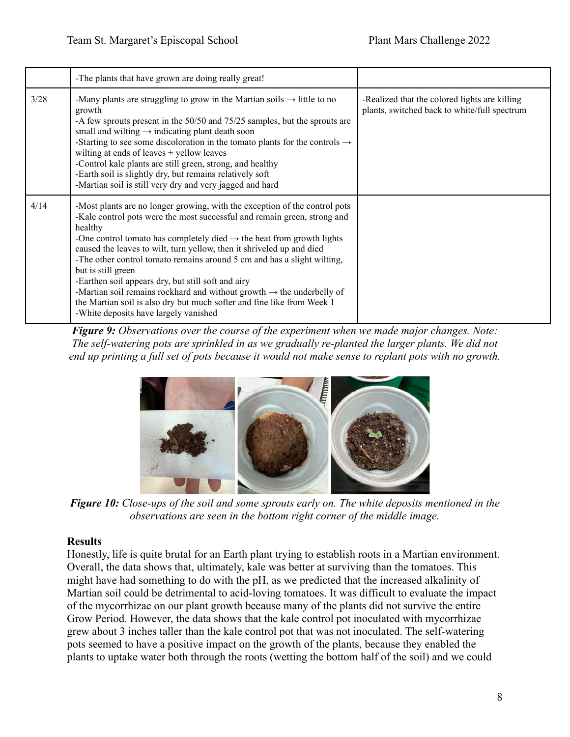| | | |
|---|---|---|
| | -The plants that have grown are doing really great! | |
| 3/28 | -Many plants are struggling to grow in the Martian soils → little to no growth<br>-A few sprouts present in the 50/50 and 75/25 samples, but the sprouts are small and wilting → indicating plant death soon<br>-Starting to see some discoloration in the tomato plants for the controls → wilting at ends of leaves + yellow leaves<br>-Control kale plants are still green, strong, and healthy<br>-Earth soil is slightly dry, but remains relatively soft<br>-Martian soil is still very dry and very jagged and hard | -Realized that the colored lights are killing plants, switched back to white/full spectrum |
| 4/14 | -Most plants are no longer growing, with the exception of the control pots<br>-Kale control pots were the most successful and remain green, strong and healthy<br>-One control tomato has completely died → the heat from growth lights caused the leaves to wilt, turn yellow, then it shriveled up and died<br>-The other control tomato remains around 5 cm and has a slight wilting, but is still green<br>-Earthen soil appears dry, but still soft and airy<br>-Martian soil remains rockhard and without growth → the underbelly of the Martian soil is also dry but much softer and fine like from Week 1<br>-White deposits have largely vanished | |

***Figure 9:*** *Observations over the course of the experiment when we made major changes. Note: The self-watering pots are sprinkled in as we gradually re-planted the larger plants. We did not end up printing a full set of pots because it would not make sense to replant pots with no growth.*

***Figure 10:*** *Close-ups of the soil and some sprouts early on. The white deposits mentioned in the observations are seen in the bottom right corner of the middle image.*

**Results**

Honestly, life is quite brutal for an Earth plant trying to establish roots in a Martian environment. Overall, the data shows that, ultimately, kale was better at surviving than the tomatoes. This might have had something to do with the pH, as we predicted that the increased alkalinity of Martian soil could be detrimental to acid-loving tomatoes. It was difficult to evaluate the impact of the mycorrhizae on our plant growth because many of the plants did not survive the entire Grow Period. However, the data shows that the kale control pot inoculated with mycorrhizae grew about 3 inches taller than the kale control pot that was not inoculated. The self-watering pots seemed to have a positive impact on the growth of the plants, because they enabled the plants to uptake water both through the roots (wetting the bottom half of the soil) and we could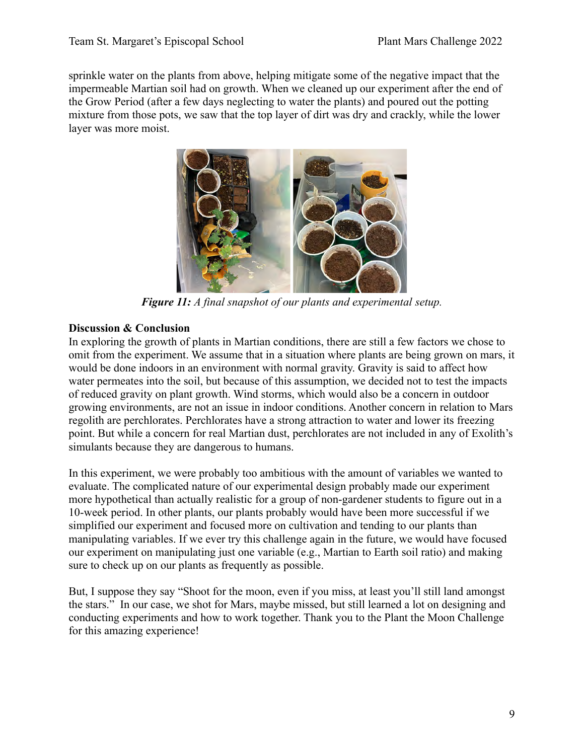sprinkle water on the plants from above, helping mitigate some of the negative impact that the impermeable Martian soil had on growth. When we cleaned up our experiment after the end of the Grow Period (after a few days neglecting to water the plants) and poured out the potting mixture from those pots, we saw that the top layer of dirt was dry and crackly, while the lower layer was more moist.

***Figure 11:*** *A final snapshot of our plants and experimental setup.*

**Discussion & Conclusion**

In exploring the growth of plants in Martian conditions, there are still a few factors we chose to omit from the experiment. We assume that in a situation where plants are being grown on mars, it would be done indoors in an environment with normal gravity. Gravity is said to affect how water permeates into the soil, but because of this assumption, we decided not to test the impacts of reduced gravity on plant growth. Wind storms, which would also be a concern in outdoor growing environments, are not an issue in indoor conditions. Another concern in relation to Mars regolith are perchlorates. Perchlorates have a strong attraction to water and lower its freezing point. But while a concern for real Martian dust, perchlorates are not included in any of Exolith's simulants because they are dangerous to humans.

In this experiment, we were probably too ambitious with the amount of variables we wanted to evaluate. The complicated nature of our experimental design probably made our experiment more hypothetical than actually realistic for a group of non-gardener students to figure out in a 10-week period. In other plants, our plants probably would have been more successful if we simplified our experiment and focused more on cultivation and tending to our plants than manipulating variables. If we ever try this challenge again in the future, we would have focused our experiment on manipulating just one variable (e.g., Martian to Earth soil ratio) and making sure to check up on our plants as frequently as possible.

But, I suppose they say "Shoot for the moon, even if you miss, at least you'll still land amongst the stars." In our case, we shot for Mars, maybe missed, but still learned a lot on designing and conducting experiments and how to work together. Thank you to the Plant the Moon Challenge for this amazing experience!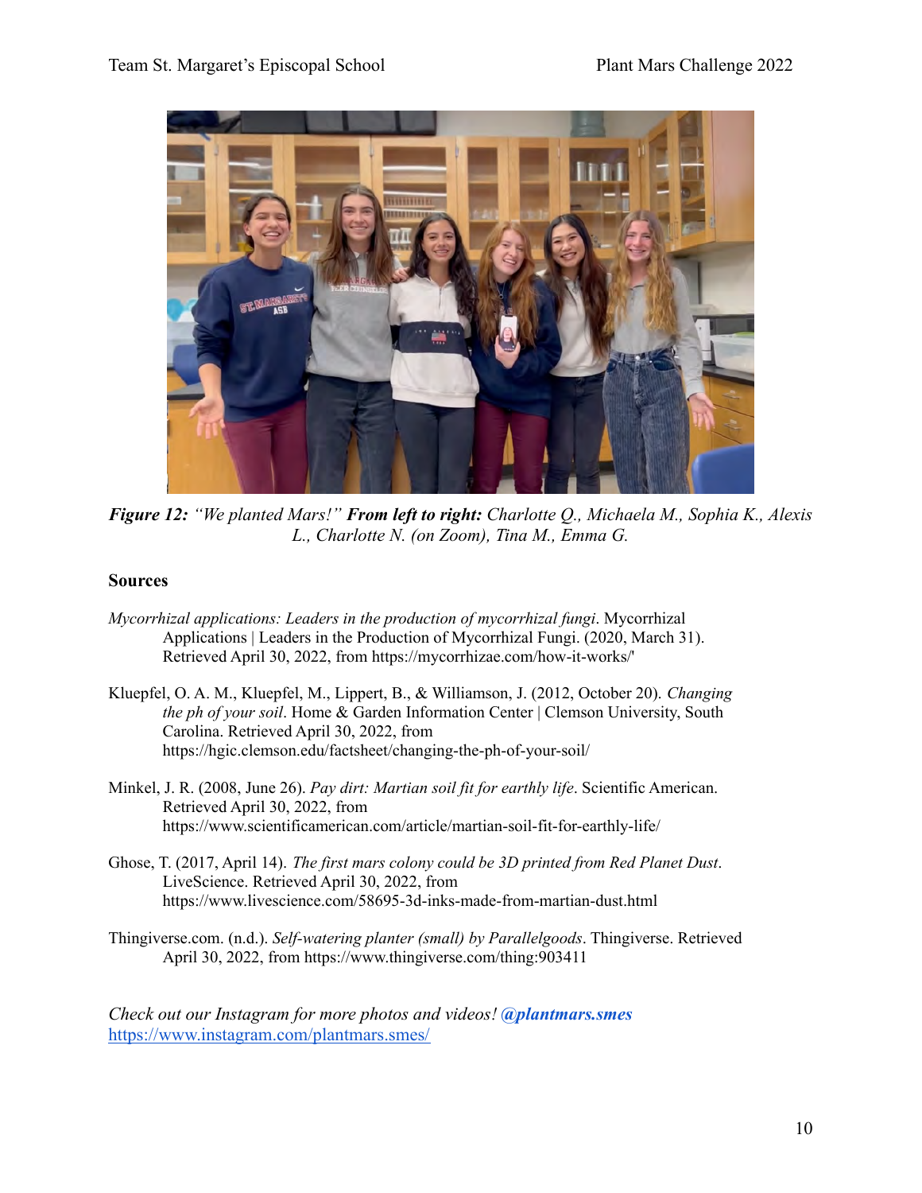*Figure 12:* *"We planted Mars!"* ***From left to right:*** *Charlotte Q., Michaela M., Sophia K., Alexis L., Charlotte N. (on Zoom), Tina M., Emma G.*

**Sources**

*Mycorrhizal applications: Leaders in the production of mycorrhizal fungi*. Mycorrhizal Applications | Leaders in the Production of Mycorrhizal Fungi. (2020, March 31). Retrieved April 30, 2022, from https://mycorrhizae.com/how-it-works/'

Kluepfel, O. A. M., Kluepfel, M., Lippert, B., & Williamson, J. (2012, October 20). *Changing the ph of your soil*. Home & Garden Information Center | Clemson University, South Carolina. Retrieved April 30, 2022, from https://hgic.clemson.edu/factsheet/changing-the-ph-of-your-soil/

Minkel, J. R. (2008, June 26). *Pay dirt: Martian soil fit for earthly life*. Scientific American. Retrieved April 30, 2022, from https://www.scientificamerican.com/article/martian-soil-fit-for-earthly-life/

Ghose, T. (2017, April 14). *The first mars colony could be 3D printed from Red Planet Dust*. LiveScience. Retrieved April 30, 2022, from https://www.livescience.com/58695-3d-inks-made-from-martian-dust.html

Thingiverse.com. (n.d.). *Self-watering planter (small) by Parallelgoods*. Thingiverse. Retrieved April 30, 2022, from https://www.thingiverse.com/thing:903411

*Check out our Instagram for more photos and videos!* ***@plantmars.smes***
https://www.instagram.com/plantmars.smes/